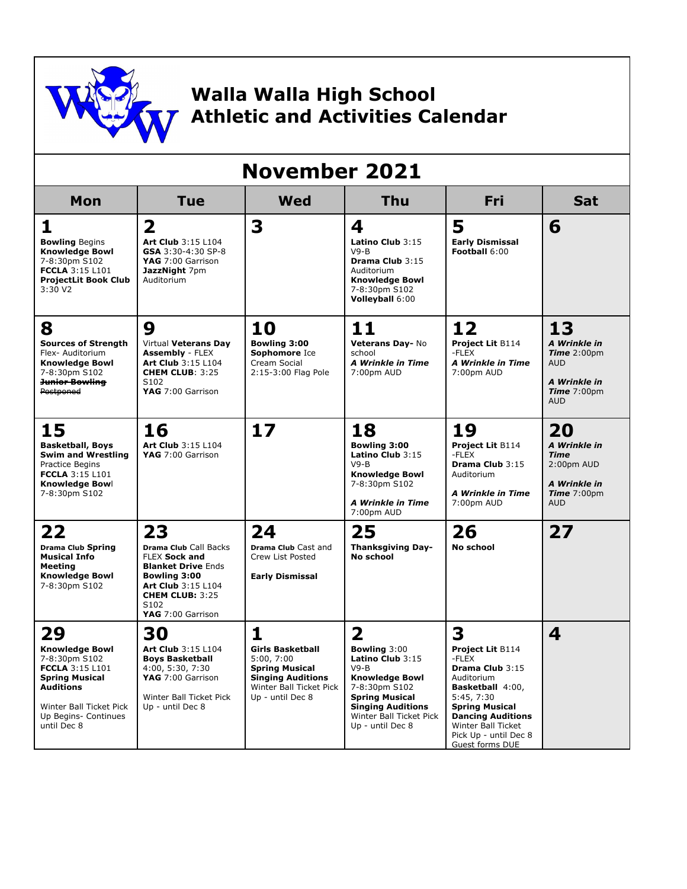# Walla Walla High School Athletic and Activities Calendar

## November 2021

| Mon | Tue | Wed | Thu | Fri | Sat |
|---|---|---|---|---|---|
| **1** **Bowling** Begins **Knowledge Bowl** 7-8:30pm S102 **FCCLA** 3:15 L101 **ProjectLit Book Club** 3:30 V2 | **2** **Art Club** 3:15 L104 **GSA** 3:30-4:30 SP-8 **YAG** 7:00 Garrison **JazzNight** 7pm Auditorium | **3** | **4** **Latino Club** 3:15 V9-B **Drama Club** 3:15 Auditorium **Knowledge Bowl** 7-8:30pm S102 **Volleyball** 6:00 | **5** **Early Dismissal** **Football** 6:00 | **6** |
| **8** **Sources of Strength** Flex- Auditorium **Knowledge Bowl** 7-8:30pm S102 ~~**Junior Bowling** Postponed~~ | **9** Virtual **Veterans Day Assembly** - FLEX **Art Club** 3:15 L104 **CHEM CLUB**: 3:25 S102 **YAG** 7:00 Garrison | **10** **Bowling 3:00** **Sophomore** Ice Cream Social 2:15-3:00 Flag Pole | **11** **Veterans Day-** No school ***A Wrinkle in Time*** 7:00pm AUD | **12** **Project Lit** B114 -FLEX ***A Wrinkle in Time*** 7:00pm AUD | **13** ***A Wrinkle in Time*** 2:00pm AUD ***A Wrinkle in Time*** 7:00pm AUD |
| **15** **Basketball, Boys Swim and Wrestling** Practice Begins **FCCLA** 3:15 L101 **Knowledge Bowl** 7-8:30pm S102 | **16** **Art Club** 3:15 L104 **YAG** 7:00 Garrison | **17** | **18** **Bowling 3:00** **Latino Club** 3:15 V9-B **Knowledge Bowl** 7-8:30pm S102 ***A Wrinkle in Time*** 7:00pm AUD | **19** **Project Lit** B114 -FLEX **Drama Club** 3:15 Auditorium ***A Wrinkle in Time*** 7:00pm AUD | **20** ***A Wrinkle in Time*** 2:00pm AUD ***A Wrinkle in Time*** 7:00pm AUD |
| **22** **Drama Club Spring Musical Info Meeting** **Knowledge Bowl** 7-8:30pm S102 | **23** **Drama Club** Call Backs FLEX **Sock and Blanket Drive** Ends **Bowling 3:00** **Art Club** 3:15 L104 **CHEM CLUB:** 3:25 S102 **YAG** 7:00 Garrison | **24** **Drama Club** Cast and Crew List Posted **Early Dismissal** | **25** **Thanksgiving Day- No school** | **26** **No school** | **27** |
| **29** **Knowledge Bowl** 7-8:30pm S102 **FCCLA** 3:15 L101 **Spring Musical Auditions** Winter Ball Ticket Pick Up Begins- Continues until Dec 8 | **30** **Art Club** 3:15 L104 **Boys Basketball** 4:00, 5:30, 7:30 **YAG** 7:00 Garrison Winter Ball Ticket Pick Up - until Dec 8 | **1** **Girls Basketball** 5:00, 7:00 **Spring Musical Singing Auditions** Winter Ball Ticket Pick Up - until Dec 8 | **2** **Bowling** 3:00 **Latino Club** 3:15 V9-B **Knowledge Bowl** 7-8:30pm S102 **Spring Musical Singing Auditions** Winter Ball Ticket Pick Up - until Dec 8 | **3** **Project Lit** B114 -FLEX **Drama Club** 3:15 Auditorium **Basketball** 4:00, 5:45, 7:30 **Spring Musical Dancing Auditions** Winter Ball Ticket Pick Up - until Dec 8 Guest forms DUE | **4** |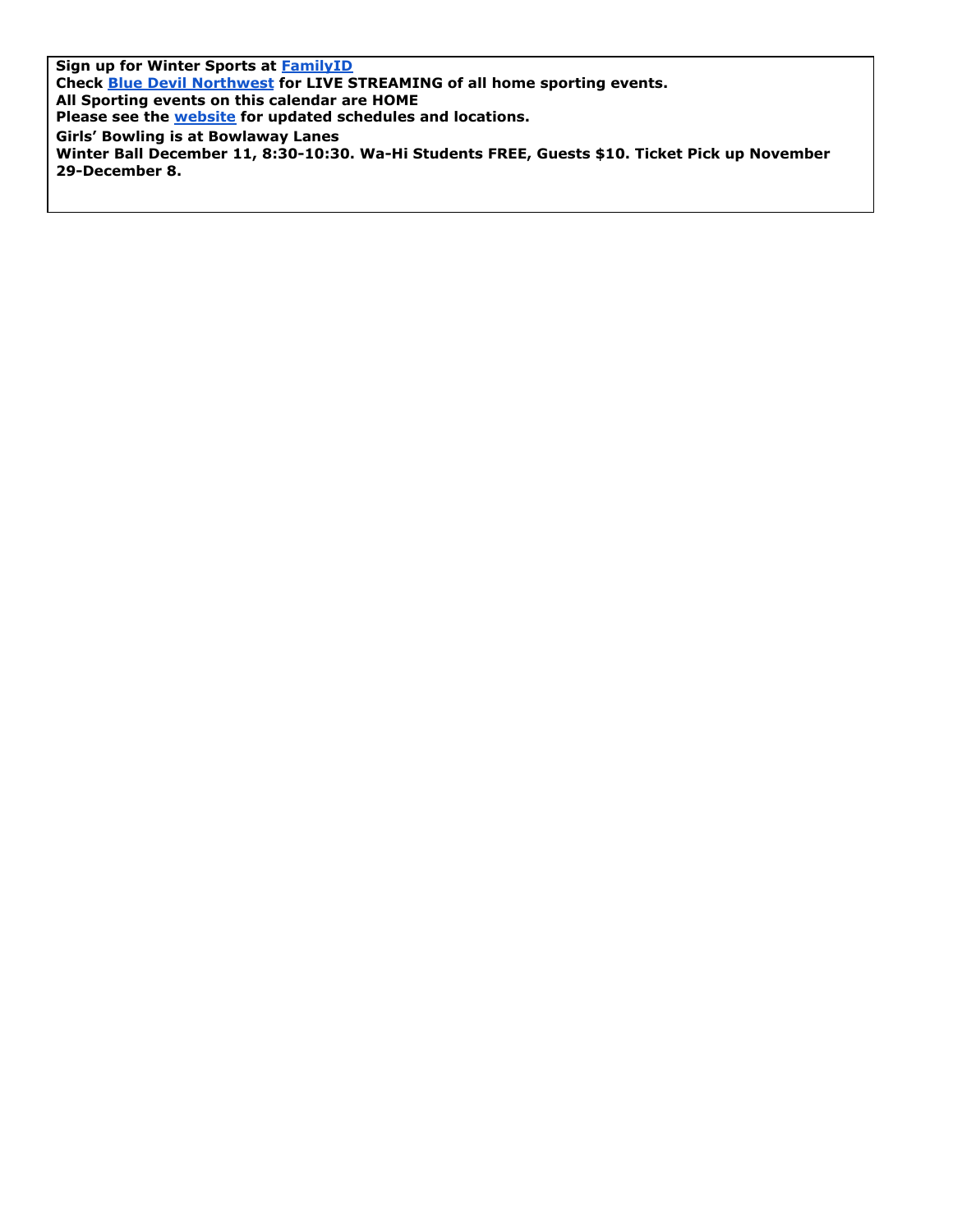**Sign up for Winter Sports at FamilyID**
**Check Blue Devil Northwest for LIVE STREAMING of all home sporting events.**
**All Sporting events on this calendar are HOME**
**Please see the website for updated schedules and locations.**
**Girls' Bowling is at Bowlaway Lanes**
**Winter Ball December 11, 8:30-10:30. Wa-Hi Students FREE, Guests $10. Ticket Pick up November 29-December 8.**